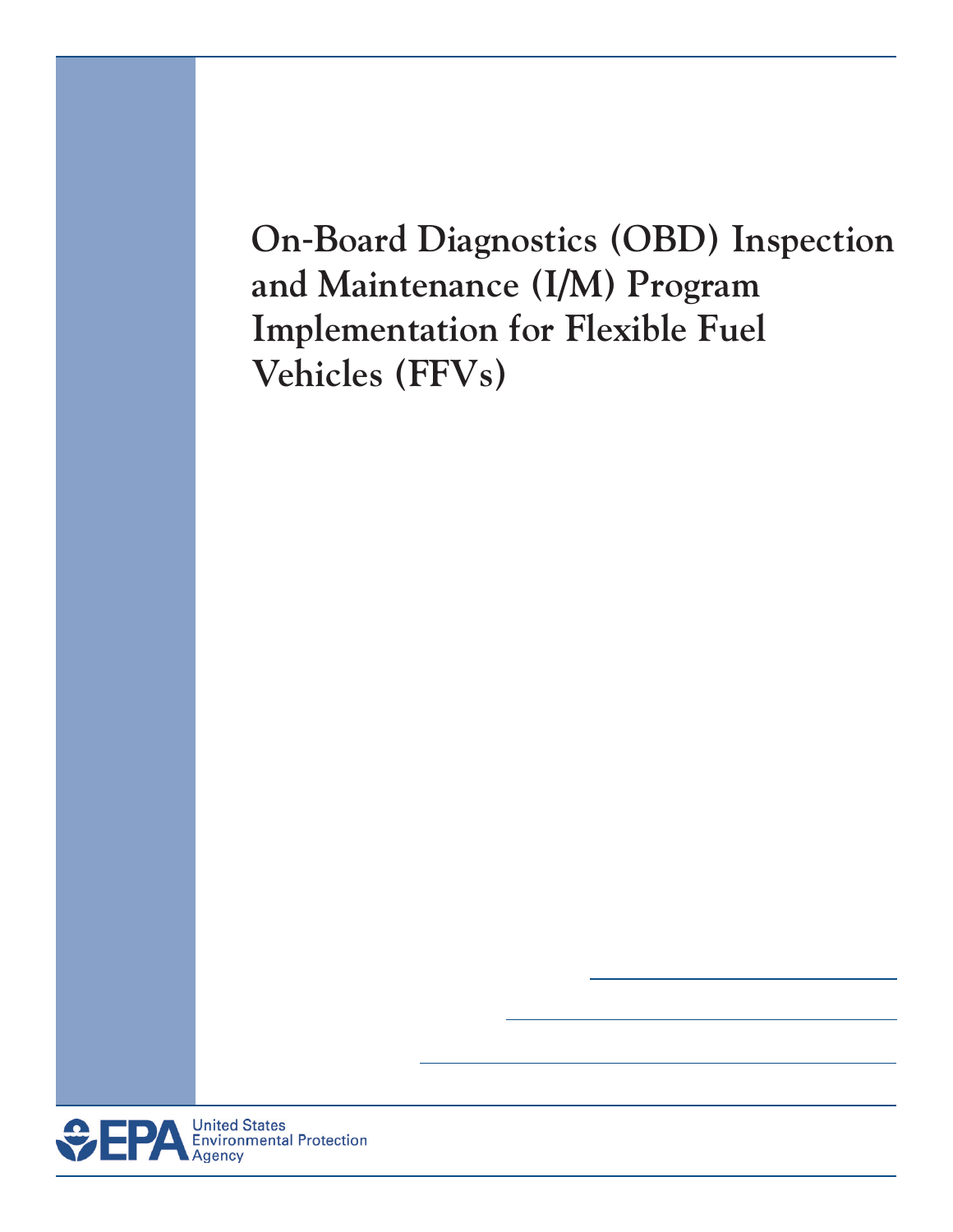# On-Board Diagnostics (OBD) Inspection and Maintenance (I/M) Program Implementation for Flexible Fuel Vehicles (FFVs)

United States Environmental Protection Agency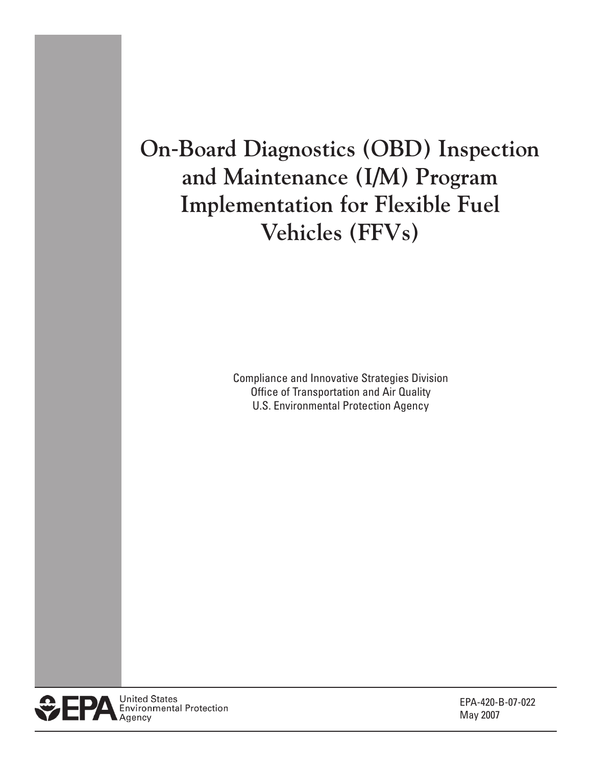# On-Board Diagnostics (OBD) Inspection and Maintenance (I/M) Program Implementation for Flexible Fuel Vehicles (FFVs)

Compliance and Innovative Strategies Division
Office of Transportation and Air Quality
U.S. Environmental Protection Agency

United States Environmental Protection Agency

EPA-420-B-07-022
May 2007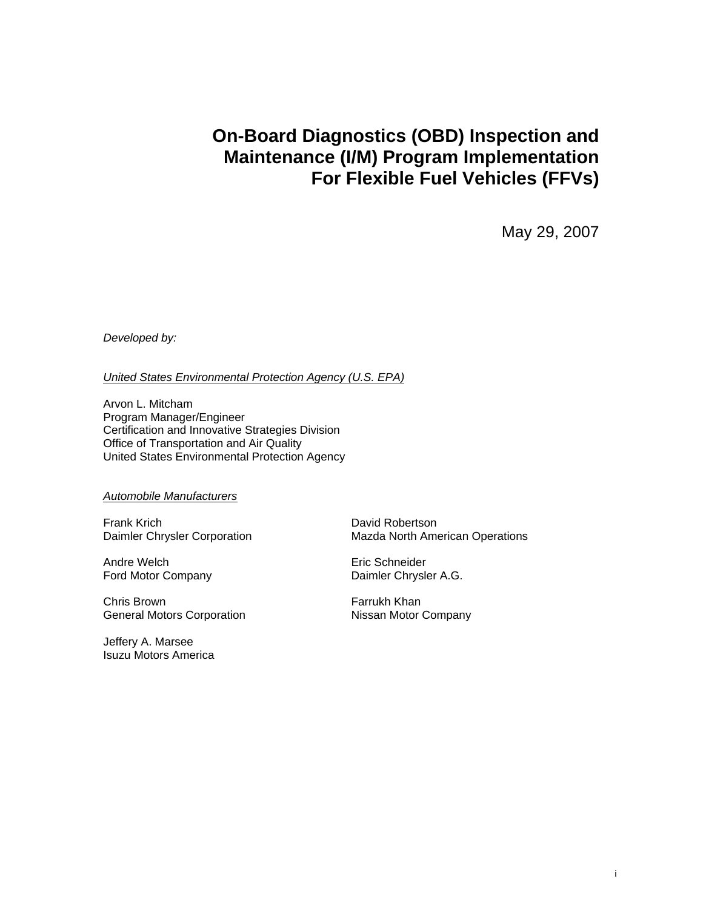# On-Board Diagnostics (OBD) Inspection and Maintenance (I/M) Program Implementation For Flexible Fuel Vehicles (FFVs)

May 29, 2007

*Developed by:*

*United States Environmental Protection Agency (U.S. EPA)*

Arvon L. Mitcham
Program Manager/Engineer
Certification and Innovative Strategies Division
Office of Transportation and Air Quality
United States Environmental Protection Agency

*Automobile Manufacturers*

Frank Krich
Daimler Chrysler Corporation

Andre Welch
Ford Motor Company

Chris Brown
General Motors Corporation

Jeffery A. Marsee
Isuzu Motors America

David Robertson
Mazda North American Operations

Eric Schneider
Daimler Chrysler A.G.

Farrukh Khan
Nissan Motor Company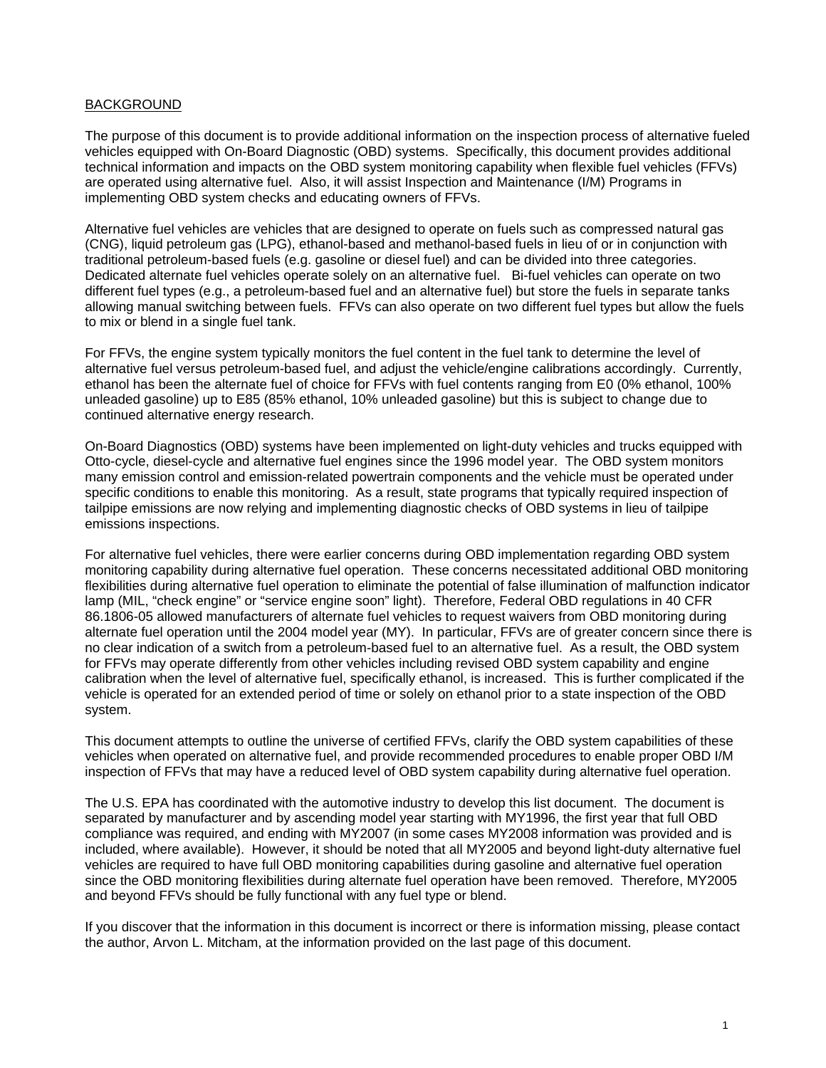BACKGROUND

The purpose of this document is to provide additional information on the inspection process of alternative fueled vehicles equipped with On-Board Diagnostic (OBD) systems. Specifically, this document provides additional technical information and impacts on the OBD system monitoring capability when flexible fuel vehicles (FFVs) are operated using alternative fuel. Also, it will assist Inspection and Maintenance (I/M) Programs in implementing OBD system checks and educating owners of FFVs.

Alternative fuel vehicles are vehicles that are designed to operate on fuels such as compressed natural gas (CNG), liquid petroleum gas (LPG), ethanol-based and methanol-based fuels in lieu of or in conjunction with traditional petroleum-based fuels (e.g. gasoline or diesel fuel) and can be divided into three categories. Dedicated alternate fuel vehicles operate solely on an alternative fuel. Bi-fuel vehicles can operate on two different fuel types (e.g., a petroleum-based fuel and an alternative fuel) but store the fuels in separate tanks allowing manual switching between fuels. FFVs can also operate on two different fuel types but allow the fuels to mix or blend in a single fuel tank.

For FFVs, the engine system typically monitors the fuel content in the fuel tank to determine the level of alternative fuel versus petroleum-based fuel, and adjust the vehicle/engine calibrations accordingly. Currently, ethanol has been the alternate fuel of choice for FFVs with fuel contents ranging from E0 (0% ethanol, 100% unleaded gasoline) up to E85 (85% ethanol, 10% unleaded gasoline) but this is subject to change due to continued alternative energy research.

On-Board Diagnostics (OBD) systems have been implemented on light-duty vehicles and trucks equipped with Otto-cycle, diesel-cycle and alternative fuel engines since the 1996 model year. The OBD system monitors many emission control and emission-related powertrain components and the vehicle must be operated under specific conditions to enable this monitoring. As a result, state programs that typically required inspection of tailpipe emissions are now relying and implementing diagnostic checks of OBD systems in lieu of tailpipe emissions inspections.

For alternative fuel vehicles, there were earlier concerns during OBD implementation regarding OBD system monitoring capability during alternative fuel operation. These concerns necessitated additional OBD monitoring flexibilities during alternative fuel operation to eliminate the potential of false illumination of malfunction indicator lamp (MIL, "check engine" or "service engine soon" light). Therefore, Federal OBD regulations in 40 CFR 86.1806-05 allowed manufacturers of alternate fuel vehicles to request waivers from OBD monitoring during alternate fuel operation until the 2004 model year (MY). In particular, FFVs are of greater concern since there is no clear indication of a switch from a petroleum-based fuel to an alternative fuel. As a result, the OBD system for FFVs may operate differently from other vehicles including revised OBD system capability and engine calibration when the level of alternative fuel, specifically ethanol, is increased. This is further complicated if the vehicle is operated for an extended period of time or solely on ethanol prior to a state inspection of the OBD system.

This document attempts to outline the universe of certified FFVs, clarify the OBD system capabilities of these vehicles when operated on alternative fuel, and provide recommended procedures to enable proper OBD I/M inspection of FFVs that may have a reduced level of OBD system capability during alternative fuel operation.

The U.S. EPA has coordinated with the automotive industry to develop this list document. The document is separated by manufacturer and by ascending model year starting with MY1996, the first year that full OBD compliance was required, and ending with MY2007 (in some cases MY2008 information was provided and is included, where available). However, it should be noted that all MY2005 and beyond light-duty alternative fuel vehicles are required to have full OBD monitoring capabilities during gasoline and alternative fuel operation since the OBD monitoring flexibilities during alternate fuel operation have been removed. Therefore, MY2005 and beyond FFVs should be fully functional with any fuel type or blend.

If you discover that the information in this document is incorrect or there is information missing, please contact the author, Arvon L. Mitcham, at the information provided on the last page of this document.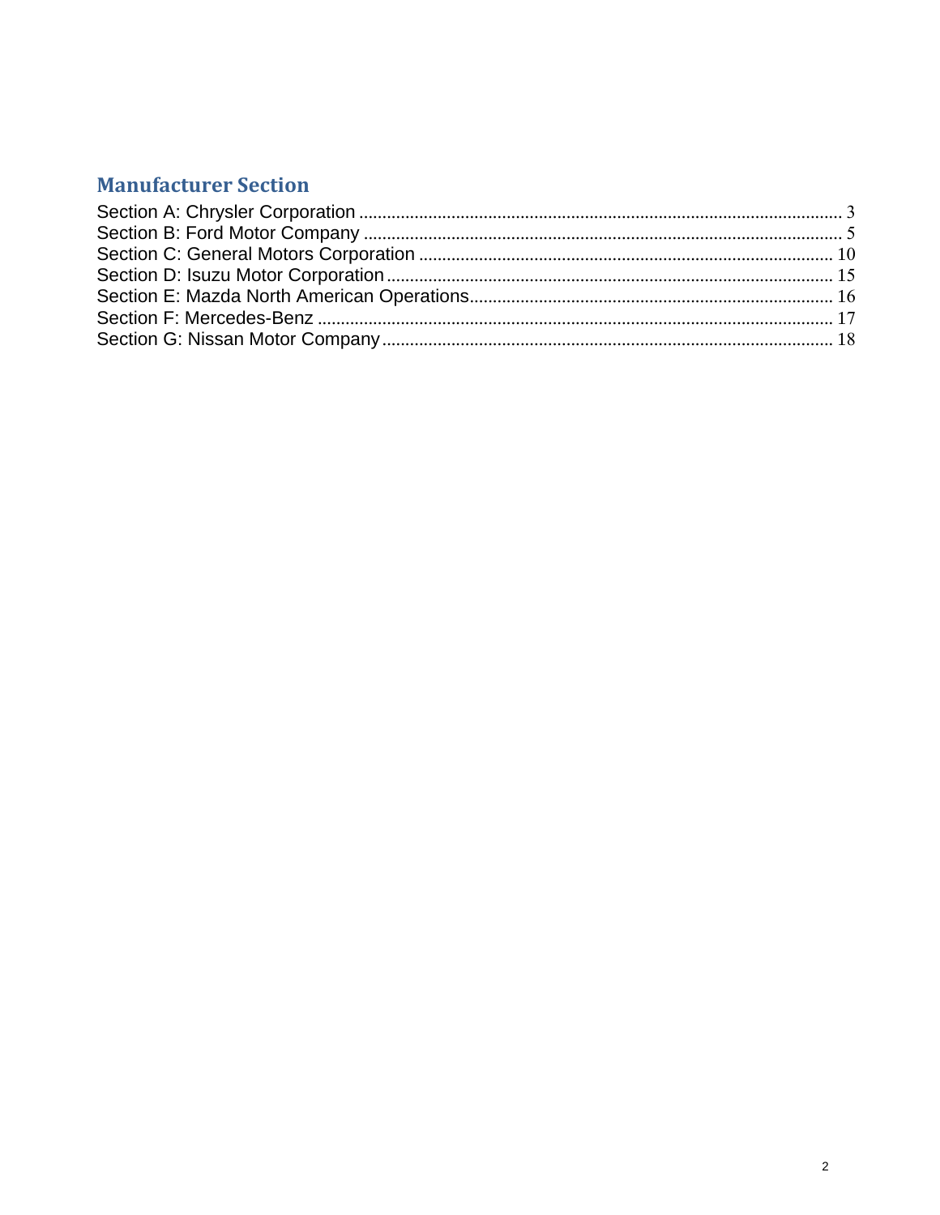## Manufacturer Section

Section A: Chrysler Corporation ........................................................................................................ 3
Section B: Ford Motor Company ........................................................................................................ 5
Section C: General Motors Corporation ......................................................................................... 10
Section D: Isuzu Motor Corporation ................................................................................................ 15
Section E: Mazda North American Operations.............................................................................. 16
Section F: Mercedes-Benz ............................................................................................................... 17
Section G: Nissan Motor Company ................................................................................................. 18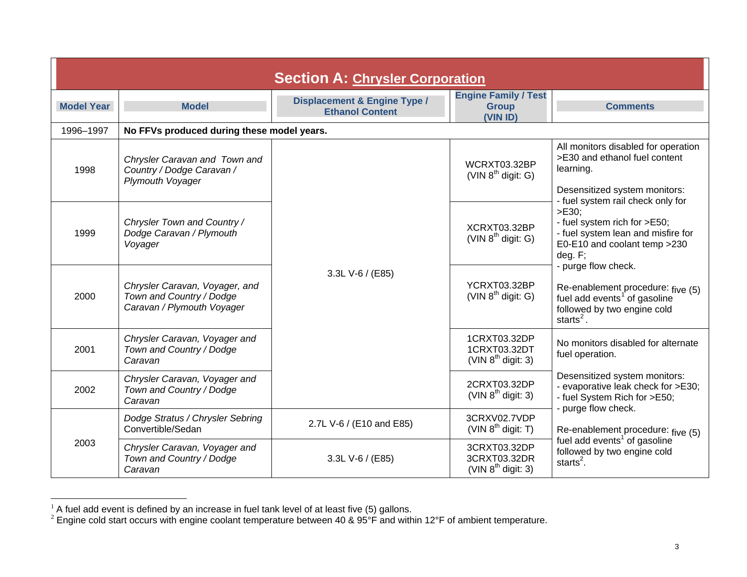## Section A: Chrysler Corporation

| Model Year | Model | Displacement & Engine Type / Ethanol Content | Engine Family / Test Group (VIN ID) | Comments |
|---|---|---|---|---|
| 1996–1997 | **No FFVs produced during these model years.** | | | |
| 1998 | *Chrysler Caravan and Town and Country / Dodge Caravan / Plymouth Voyager* | 3.3L V-6 / (E85) | WCRXT03.32BP (VIN 8th digit: G) | All monitors disabled for operation >E30 and ethanol fuel content learning.<br><br>Desensitized system monitors:<br>- fuel system rail check only for >E30;<br>- fuel system rich for >E50;<br>- fuel system lean and misfire for E0-E10 and coolant temp >230 deg. F;<br>- purge flow check.<br><br>Re-enablement procedure: five (5) fuel add events[1] of gasoline followed by two engine cold starts[2]. |
| 1999 | *Chrysler Town and Country / Dodge Caravan / Plymouth Voyager* | 3.3L V-6 / (E85) | XCRXT03.32BP (VIN 8th digit: G) | |
| 2000 | *Chrysler Caravan, Voyager, and Town and Country / Dodge Caravan / Plymouth Voyager* | 3.3L V-6 / (E85) | YCRXT03.32BP (VIN 8th digit: G) | |
| 2001 | *Chrysler Caravan, Voyager and Town and Country / Dodge Caravan* | 3.3L V-6 / (E85) | 1CRXT03.32DP<br>1CRXT03.32DT<br>(VIN 8th digit: 3) | No monitors disabled for alternate fuel operation.<br><br>Desensitized system monitors:<br>- evaporative leak check for >E30;<br>- fuel System Rich for >E50;<br>- purge flow check.<br><br>Re-enablement procedure: five (5) fuel add events[1] of gasoline followed by two engine cold starts[2]. |
| 2002 | *Chrysler Caravan, Voyager and Town and Country / Dodge Caravan* | 3.3L V-6 / (E85) | 2CRXT03.32DP (VIN 8th digit: 3) | |
| 2003 | *Dodge Stratus / Chrysler Sebring* Convertible/Sedan | 2.7L V-6 / (E10 and E85) | 3CRXV02.7VDP (VIN 8th digit: T) | |
| 2003 | *Chrysler Caravan, Voyager and Town and Country / Dodge Caravan* | 3.3L V-6 / (E85) | 3CRXT03.32DP<br>3CRXT03.32DR<br>(VIN 8th digit: 3) | |

[1] A fuel add event is defined by an increase in fuel tank level of at least five (5) gallons.
[2] Engine cold start occurs with engine coolant temperature between 40 & 95°F and within 12°F of ambient temperature.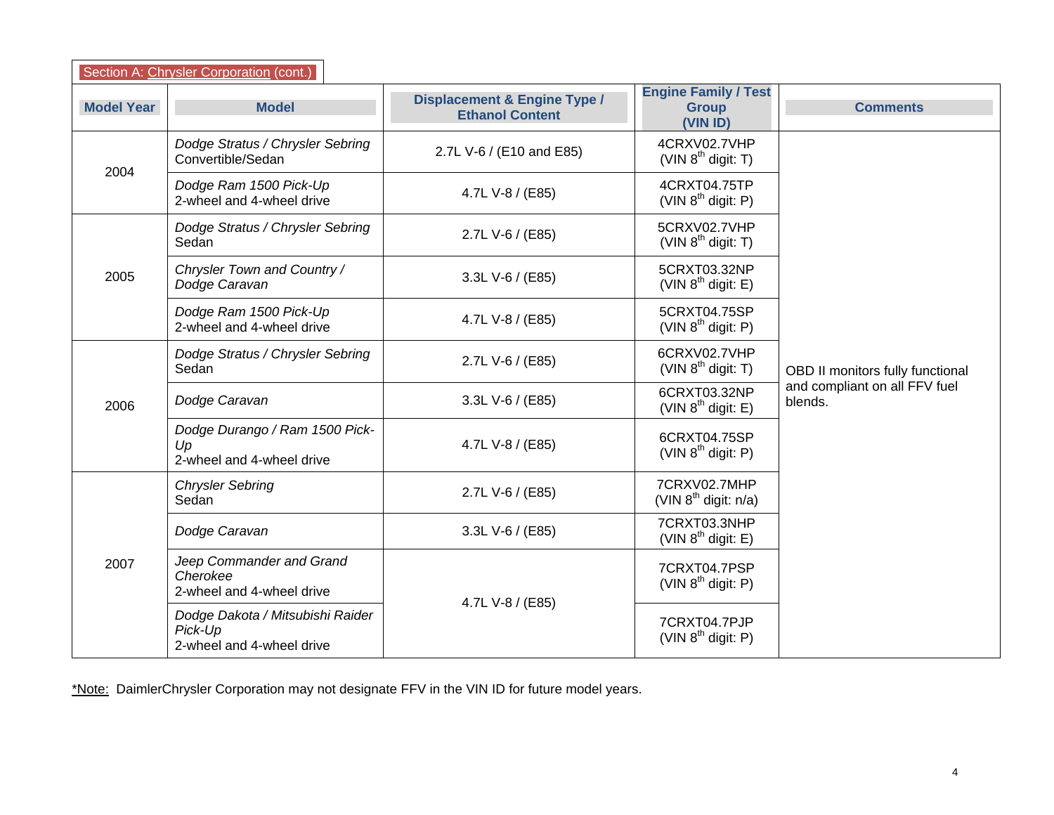Section A: Chrysler Corporation (cont.)

| Model Year | Model | Displacement & Engine Type / Ethanol Content | Engine Family / Test Group (VIN ID) | Comments |
|---|---|---|---|---|
| 2004 | *Dodge Stratus / Chrysler Sebring* Convertible/Sedan | 2.7L V-6 / (E10 and E85) | 4CRXV02.7VHP (VIN 8th digit: T) | OBD II monitors fully functional and compliant on all FFV fuel blends. |
| | *Dodge Ram 1500 Pick-Up* 2-wheel and 4-wheel drive | 4.7L V-8 / (E85) | 4CRXT04.75TP (VIN 8th digit: P) | |
| 2005 | *Dodge Stratus / Chrysler Sebring* Sedan | 2.7L V-6 / (E85) | 5CRXV02.7VHP (VIN 8th digit: T) | |
| | *Chrysler Town and Country / Dodge Caravan* | 3.3L V-6 / (E85) | 5CRXT03.32NP (VIN 8th digit: E) | |
| | *Dodge Ram 1500 Pick-Up* 2-wheel and 4-wheel drive | 4.7L V-8 / (E85) | 5CRXT04.75SP (VIN 8th digit: P) | |
| 2006 | *Dodge Stratus / Chrysler Sebring* Sedan | 2.7L V-6 / (E85) | 6CRXV02.7VHP (VIN 8th digit: T) | |
| | *Dodge Caravan* | 3.3L V-6 / (E85) | 6CRXT03.32NP (VIN 8th digit: E) | |
| | *Dodge Durango / Ram 1500 Pick-Up* 2-wheel and 4-wheel drive | 4.7L V-8 / (E85) | 6CRXT04.75SP (VIN 8th digit: P) | |
| 2007 | *Chrysler Sebring* Sedan | 2.7L V-6 / (E85) | 7CRXV02.7MHP (VIN 8th digit: n/a) | |
| | *Dodge Caravan* | 3.3L V-6 / (E85) | 7CRXT03.3NHP (VIN 8th digit: E) | |
| | *Jeep Commander and Grand Cherokee* 2-wheel and 4-wheel drive | 4.7L V-8 / (E85) | 7CRXT04.7PSP (VIN 8th digit: P) | |
| | *Dodge Dakota / Mitsubishi Raider Pick-Up* 2-wheel and 4-wheel drive | 4.7L V-8 / (E85) | 7CRXT04.7PJP (VIN 8th digit: P) | |

*Note: DaimlerChrysler Corporation may not designate FFV in the VIN ID for future model years.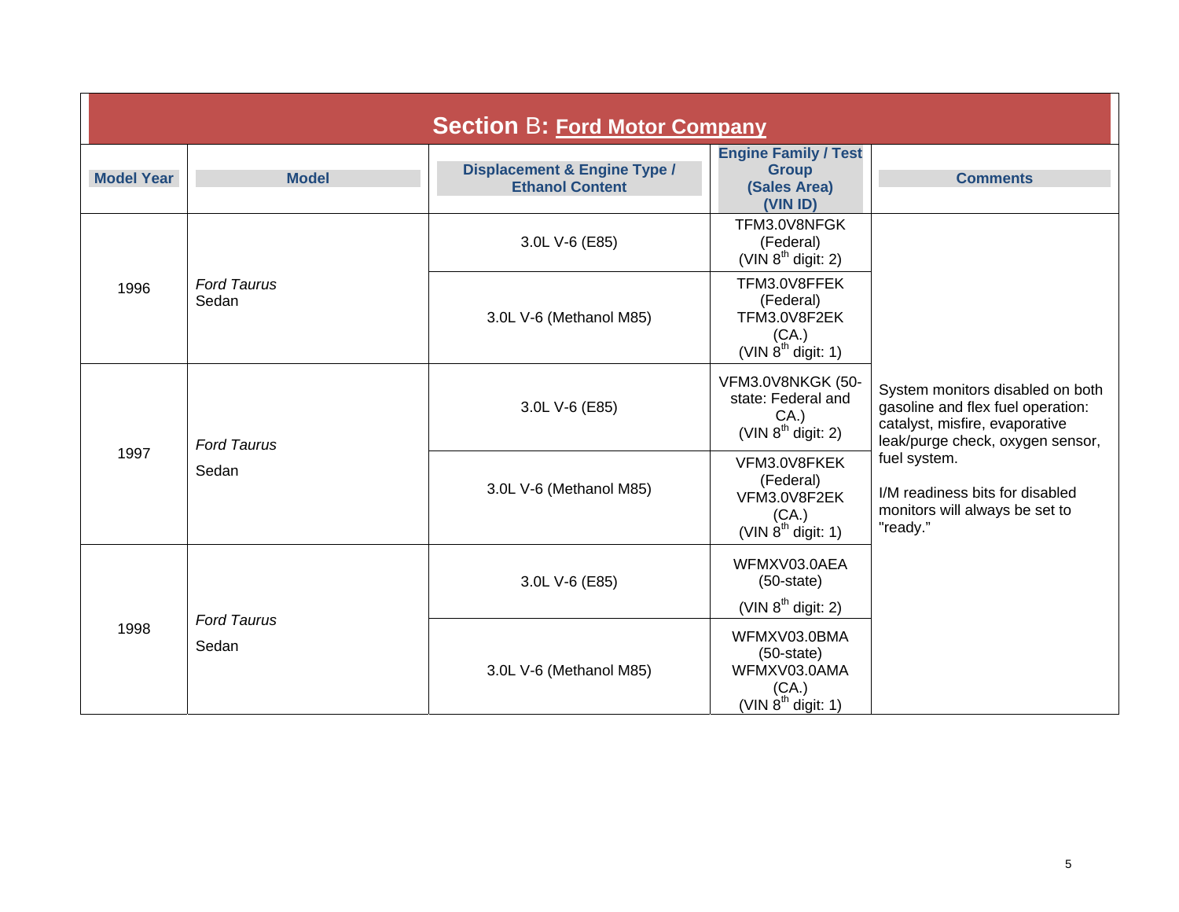## Section B: Ford Motor Company

| Model Year | Model | Displacement & Engine Type / Ethanol Content | Engine Family / Test Group (Sales Area) (VIN ID) | Comments |
|---|---|---|---|---|
| 1996 | *Ford Taurus* Sedan | 3.0L V-6 (E85) | TFM3.0V8NFGK (Federal) (VIN 8th digit: 2) | System monitors disabled on both gasoline and flex fuel operation: catalyst, misfire, evaporative leak/purge check, oxygen sensor, fuel system. I/M readiness bits for disabled monitors will always be set to "ready." |
| | | 3.0L V-6 (Methanol M85) | TFM3.0V8FFEK (Federal) TFM3.0V8F2EK (CA.) (VIN 8th digit: 1) | |
| 1997 | *Ford Taurus* Sedan | 3.0L V-6 (E85) | VFM3.0V8NKGK (50-state: Federal and CA.) (VIN 8th digit: 2) | |
| | | 3.0L V-6 (Methanol M85) | VFM3.0V8FKEK (Federal) VFM3.0V8F2EK (CA.) (VIN 8th digit: 1) | |
| 1998 | *Ford Taurus* Sedan | 3.0L V-6 (E85) | WFMXV03.0AEA (50-state) (VIN 8th digit: 2) | |
| | | 3.0L V-6 (Methanol M85) | WFMXV03.0BMA (50-state) WFMXV03.0AMA (CA.) (VIN 8th digit: 1) | |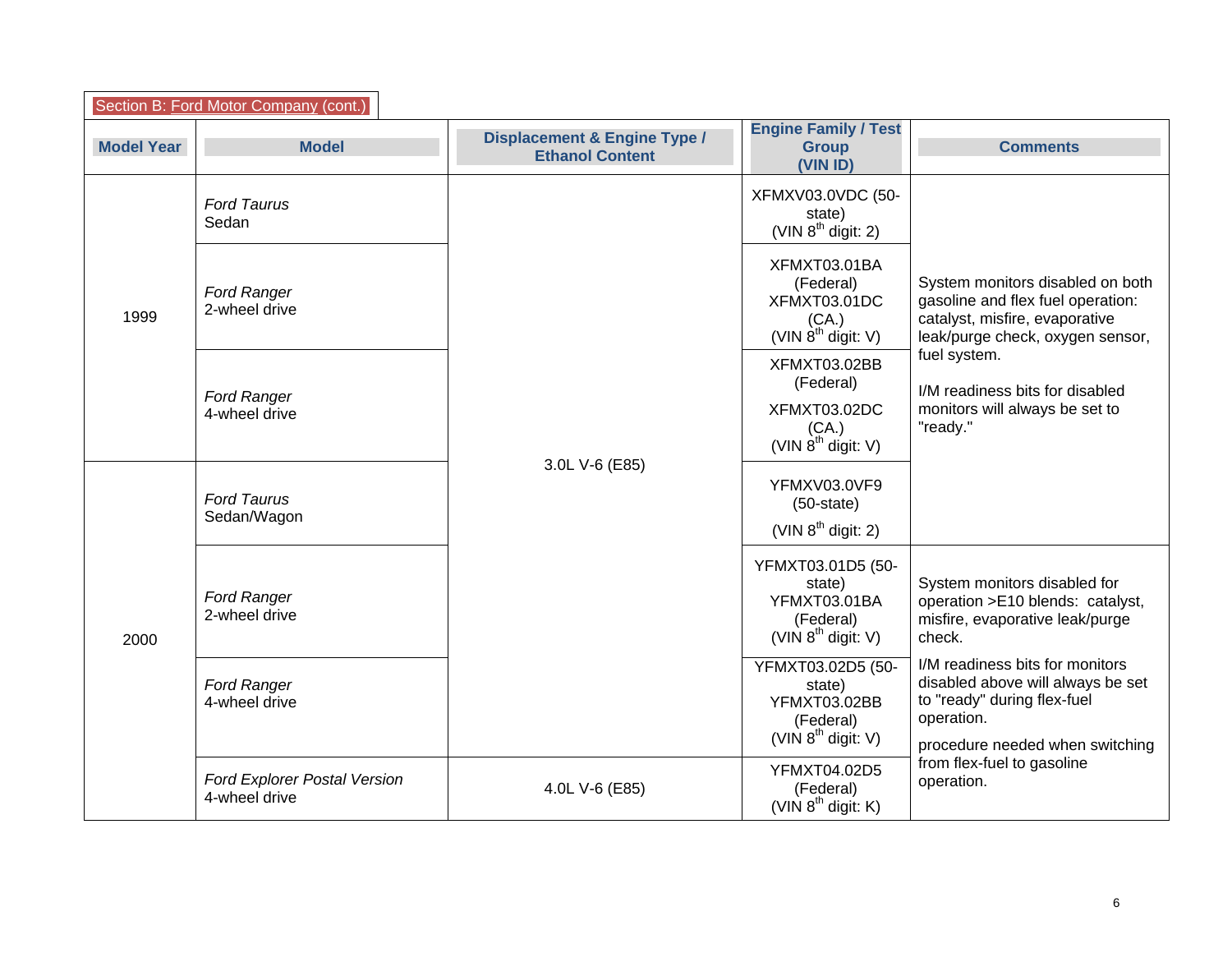Section B: Ford Motor Company (cont.)

| Model Year | Model | Displacement & Engine Type / Ethanol Content | Engine Family / Test Group (VIN ID) | Comments |
|---|---|---|---|---|
| 1999 | *Ford Taurus* Sedan | 3.0L V-6 (E85) | XFMXV03.0VDC (50-state) (VIN 8th digit: 2) | System monitors disabled on both gasoline and flex fuel operation: catalyst, misfire, evaporative leak/purge check, oxygen sensor, fuel system. I/M readiness bits for disabled monitors will always be set to "ready." |
| 1999 | *Ford Ranger* 2-wheel drive | 3.0L V-6 (E85) | XFMXT03.01BA (Federal) XFMXT03.01DC (CA.) (VIN 8th digit: V) | System monitors disabled on both gasoline and flex fuel operation: catalyst, misfire, evaporative leak/purge check, oxygen sensor, fuel system. I/M readiness bits for disabled monitors will always be set to "ready." |
| 1999 | *Ford Ranger* 4-wheel drive | 3.0L V-6 (E85) | XFMXT03.02BB (Federal) XFMXT03.02DC (CA.) (VIN 8th digit: V) | System monitors disabled on both gasoline and flex fuel operation: catalyst, misfire, evaporative leak/purge check, oxygen sensor, fuel system. I/M readiness bits for disabled monitors will always be set to "ready." |
| 2000 | *Ford Taurus* Sedan/Wagon | 3.0L V-6 (E85) | YFMXV03.0VF9 (50-state) (VIN 8th digit: 2) | System monitors disabled on both gasoline and flex fuel operation: catalyst, misfire, evaporative leak/purge check, oxygen sensor, fuel system. I/M readiness bits for disabled monitors will always be set to "ready." |
| 2000 | *Ford Ranger* 2-wheel drive | 3.0L V-6 (E85) | YFMXT03.01D5 (50-state) YFMXT03.01BA (Federal) (VIN 8th digit: V) | System monitors disabled for operation >E10 blends: catalyst, misfire, evaporative leak/purge check. I/M readiness bits for monitors disabled above will always be set to "ready" during flex-fuel operation. procedure needed when switching from flex-fuel to gasoline operation. |
| 2000 | *Ford Ranger* 4-wheel drive | 3.0L V-6 (E85) | YFMXT03.02D5 (50-state) YFMXT03.02BB (Federal) (VIN 8th digit: V) | System monitors disabled for operation >E10 blends: catalyst, misfire, evaporative leak/purge check. I/M readiness bits for monitors disabled above will always be set to "ready" during flex-fuel operation. procedure needed when switching from flex-fuel to gasoline operation. |
| 2000 | *Ford Explorer Postal Version* 4-wheel drive | 4.0L V-6 (E85) | YFMXT04.02D5 (Federal) (VIN 8th digit: K) | System monitors disabled for operation >E10 blends: catalyst, misfire, evaporative leak/purge check. I/M readiness bits for monitors disabled above will always be set to "ready" during flex-fuel operation. procedure needed when switching from flex-fuel to gasoline operation. |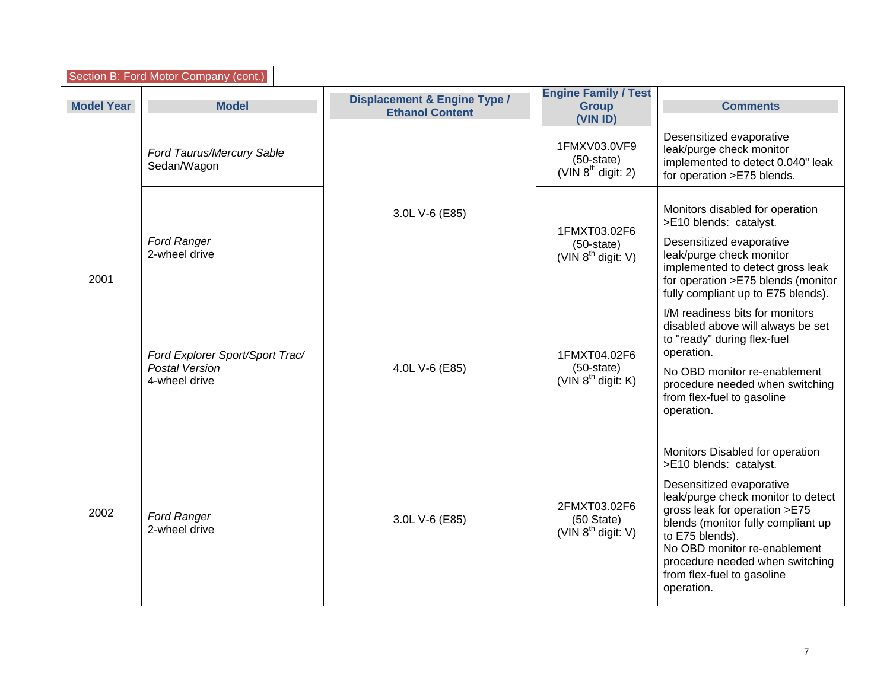Section B: Ford Motor Company (cont.)

| Model Year | Model | Displacement & Engine Type / Ethanol Content | Engine Family / Test Group (VIN ID) | Comments |
|---|---|---|---|---|
| 2001 | *Ford Taurus/Mercury Sable* Sedan/Wagon | 3.0L V-6 (E85) | 1FMXV03.0VF9 (50-state) (VIN 8th digit: 2) | Desensitized evaporative leak/purge check monitor implemented to detect 0.040" leak for operation >E75 blends. |
| | *Ford Ranger* 2-wheel drive | 3.0L V-6 (E85) | 1FMXT03.02F6 (50-state) (VIN 8th digit: V) | Monitors disabled for operation >E10 blends: catalyst. Desensitized evaporative leak/purge check monitor implemented to detect gross leak for operation >E75 blends (monitor fully compliant up to E75 blends). I/M readiness bits for monitors disabled above will always be set to "ready" during flex-fuel operation. No OBD monitor re-enablement procedure needed when switching from flex-fuel to gasoline operation. |
| | *Ford Explorer Sport/Sport Trac/ Postal Version* 4-wheel drive | 4.0L V-6 (E85) | 1FMXT04.02F6 (50-state) (VIN 8th digit: K) | |
| 2002 | *Ford Ranger* 2-wheel drive | 3.0L V-6 (E85) | 2FMXT03.02F6 (50 State) (VIN 8th digit: V) | Monitors Disabled for operation >E10 blends: catalyst. Desensitized evaporative leak/purge check monitor to detect gross leak for operation >E75 blends (monitor fully compliant up to E75 blends). No OBD monitor re-enablement procedure needed when switching from flex-fuel to gasoline operation. |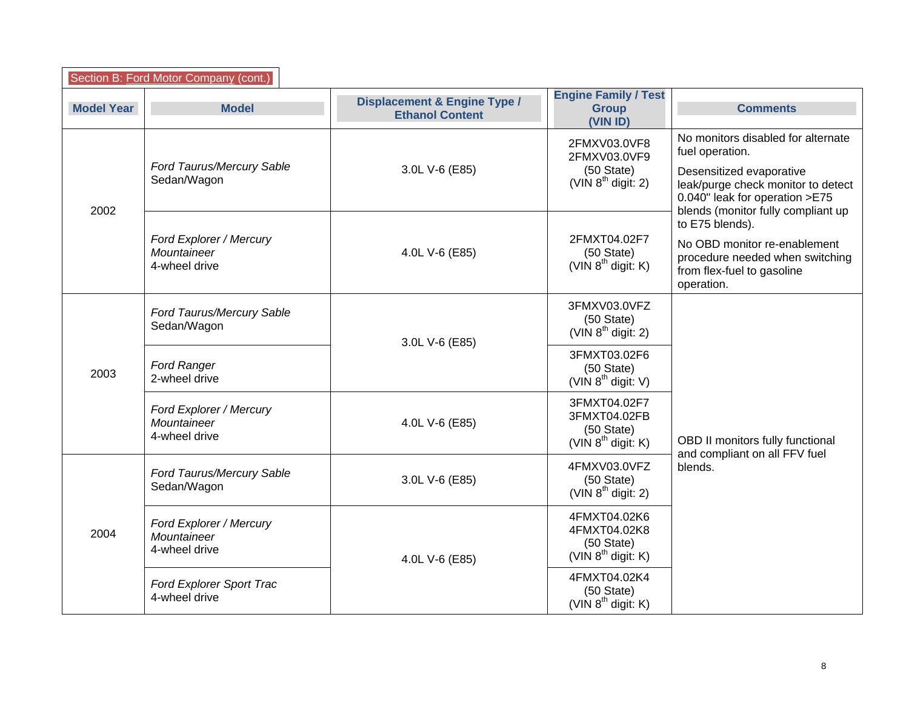Section B: Ford Motor Company (cont.)

| Model Year | Model | Displacement & Engine Type / Ethanol Content | Engine Family / Test Group (VIN ID) | Comments |
|---|---|---|---|---|
| 2002 | *Ford Taurus/Mercury Sable* Sedan/Wagon | 3.0L V-6 (E85) | 2FMXV03.0VF8<br>2FMXV03.0VF9<br>(50 State)<br>(VIN 8th digit: 2) | No monitors disabled for alternate fuel operation.<br>Desensitized evaporative leak/purge check monitor to detect 0.040" leak for operation >E75 blends (monitor fully compliant up to E75 blends).<br>No OBD monitor re-enablement procedure needed when switching from flex-fuel to gasoline operation. |
| 2002 | *Ford Explorer / Mercury Mountaineer* 4-wheel drive | 4.0L V-6 (E85) | 2FMXT04.02F7<br>(50 State)<br>(VIN 8th digit: K) | |
| 2003 | *Ford Taurus/Mercury Sable* Sedan/Wagon | 3.0L V-6 (E85) | 3FMXV03.0VFZ<br>(50 State)<br>(VIN 8th digit: 2) | OBD II monitors fully functional and compliant on all FFV fuel blends. |
| 2003 | *Ford Ranger* 2-wheel drive | 3.0L V-6 (E85) | 3FMXT03.02F6<br>(50 State)<br>(VIN 8th digit: V) | |
| 2003 | *Ford Explorer / Mercury Mountaineer* 4-wheel drive | 4.0L V-6 (E85) | 3FMXT04.02F7<br>3FMXT04.02FB<br>(50 State)<br>(VIN 8th digit: K) | |
| 2004 | *Ford Taurus/Mercury Sable* Sedan/Wagon | 3.0L V-6 (E85) | 4FMXV03.0VFZ<br>(50 State)<br>(VIN 8th digit: 2) | |
| 2004 | *Ford Explorer / Mercury Mountaineer* 4-wheel drive | 4.0L V-6 (E85) | 4FMXT04.02K6<br>4FMXT04.02K8<br>(50 State)<br>(VIN 8th digit: K) | |
| 2004 | *Ford Explorer Sport Trac* 4-wheel drive | 4.0L V-6 (E85) | 4FMXT04.02K4<br>(50 State)<br>(VIN 8th digit: K) | |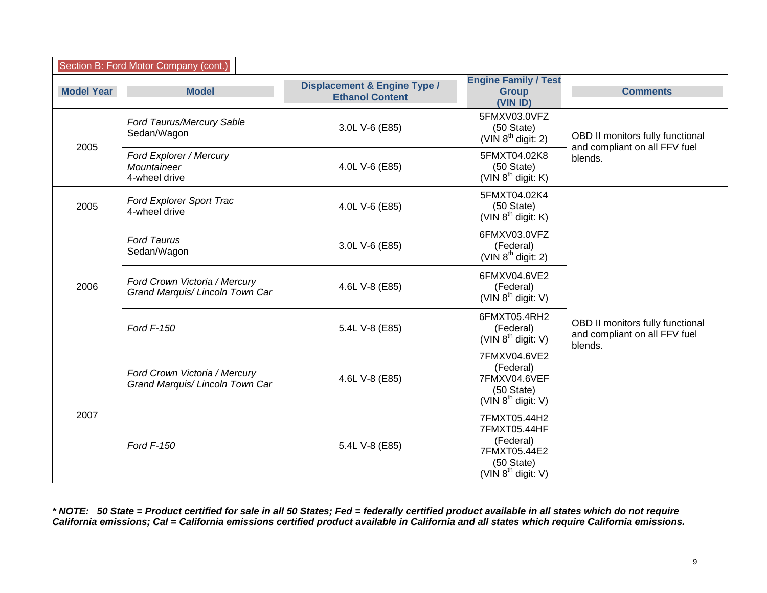Section B: Ford Motor Company (cont.)

| Model Year | Model | Displacement & Engine Type / Ethanol Content | Engine Family / Test Group (VIN ID) | Comments |
|---|---|---|---|---|
| 2005 | *Ford Taurus/Mercury Sable* Sedan/Wagon | 3.0L V-6 (E85) | 5FMXV03.0VFZ (50 State) (VIN 8th digit: 2) | OBD II monitors fully functional and compliant on all FFV fuel blends. |
| | *Ford Explorer / Mercury Mountaineer* 4-wheel drive | 4.0L V-6 (E85) | 5FMXT04.02K8 (50 State) (VIN 8th digit: K) | |
| 2005 | *Ford Explorer Sport Trac* 4-wheel drive | 4.0L V-6 (E85) | 5FMXT04.02K4 (50 State) (VIN 8th digit: K) | OBD II monitors fully functional and compliant on all FFV fuel blends. |
| 2006 | *Ford Taurus* Sedan/Wagon | 3.0L V-6 (E85) | 6FMXV03.0VFZ (Federal) (VIN 8th digit: 2) | |
| | *Ford Crown Victoria / Mercury Grand Marquis/ Lincoln Town Car* | 4.6L V-8 (E85) | 6FMXV04.6VE2 (Federal) (VIN 8th digit: V) | |
| | *Ford F-150* | 5.4L V-8 (E85) | 6FMXT05.4RH2 (Federal) (VIN 8th digit: V) | |
| 2007 | *Ford Crown Victoria / Mercury Grand Marquis/ Lincoln Town Car* | 4.6L V-8 (E85) | 7FMXV04.6VE2 (Federal) 7FMXV04.6VEF (50 State) (VIN 8th digit: V) | |
| | *Ford F-150* | 5.4L V-8 (E85) | 7FMXT05.44H2 7FMXT05.44HF (Federal) 7FMXT05.44E2 (50 State) (VIN 8th digit: V) | |

***\* NOTE: 50 State = Product certified for sale in all 50 States; Fed = federally certified product available in all states which do not require California emissions; Cal = California emissions certified product available in California and all states which require California emissions.***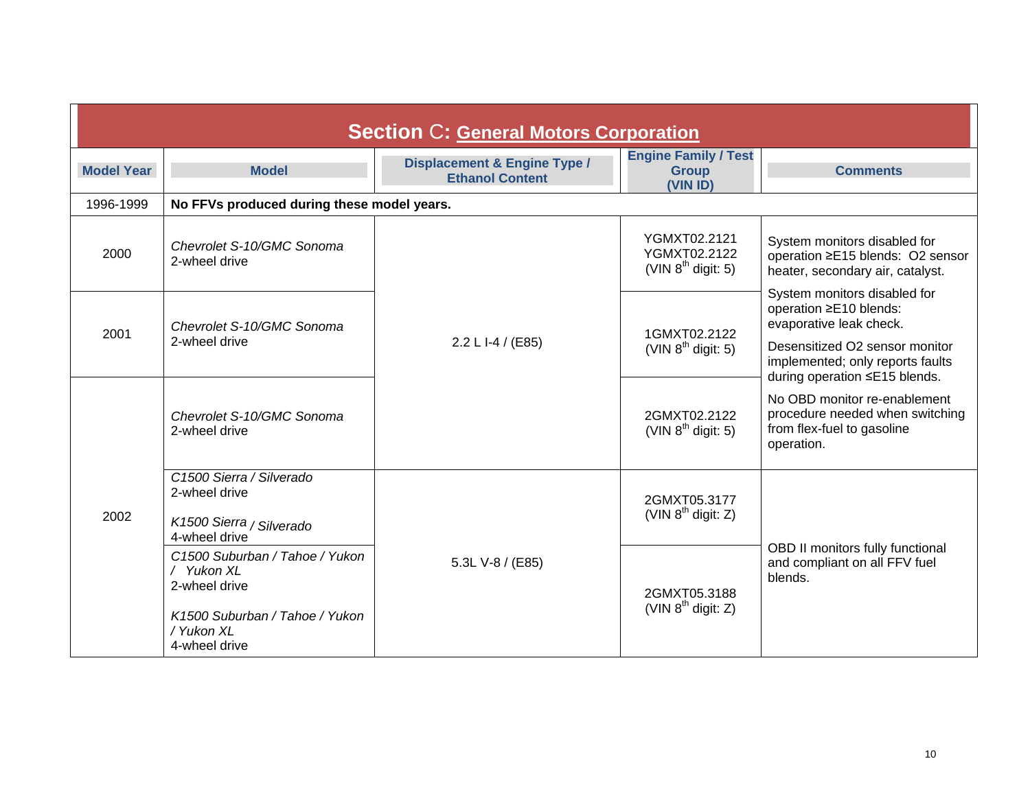## Section C: General Motors Corporation

| Model Year | Model | Displacement & Engine Type / Ethanol Content | Engine Family / Test Group (VIN ID) | Comments |
|---|---|---|---|---|
| 1996-1999 | **No FFVs produced during these model years.** | | | |
| 2000 | *Chevrolet S-10/GMC Sonoma* 2-wheel drive | 2.2 L I-4 / (E85) | YGMXT02.2121 YGMXT02.2122 (VIN 8th digit: 5) | System monitors disabled for operation ≥E15 blends: O2 sensor heater, secondary air, catalyst. System monitors disabled for operation ≥E10 blends: evaporative leak check. Desensitized O2 sensor monitor implemented; only reports faults during operation ≤E15 blends. No OBD monitor re-enablement procedure needed when switching from flex-fuel to gasoline operation. |
| 2001 | *Chevrolet S-10/GMC Sonoma* 2-wheel drive | 2.2 L I-4 / (E85) | 1GMXT02.2122 (VIN 8th digit: 5) | |
| 2002 | *Chevrolet S-10/GMC Sonoma* 2-wheel drive | 2.2 L I-4 / (E85) | 2GMXT02.2122 (VIN 8th digit: 5) | |
| 2002 | *C1500 Sierra / Silverado* 2-wheel drive<br><br>*K1500 Sierra / Silverado* 4-wheel drive | 5.3L V-8 / (E85) | 2GMXT05.3177 (VIN 8th digit: Z) | OBD II monitors fully functional and compliant on all FFV fuel blends. |
| 2002 | *C1500 Suburban / Tahoe / Yukon / Yukon XL* 2-wheel drive<br><br>*K1500 Suburban / Tahoe / Yukon / Yukon XL* 4-wheel drive | 5.3L V-8 / (E85) | 2GMXT05.3188 (VIN 8th digit: Z) | |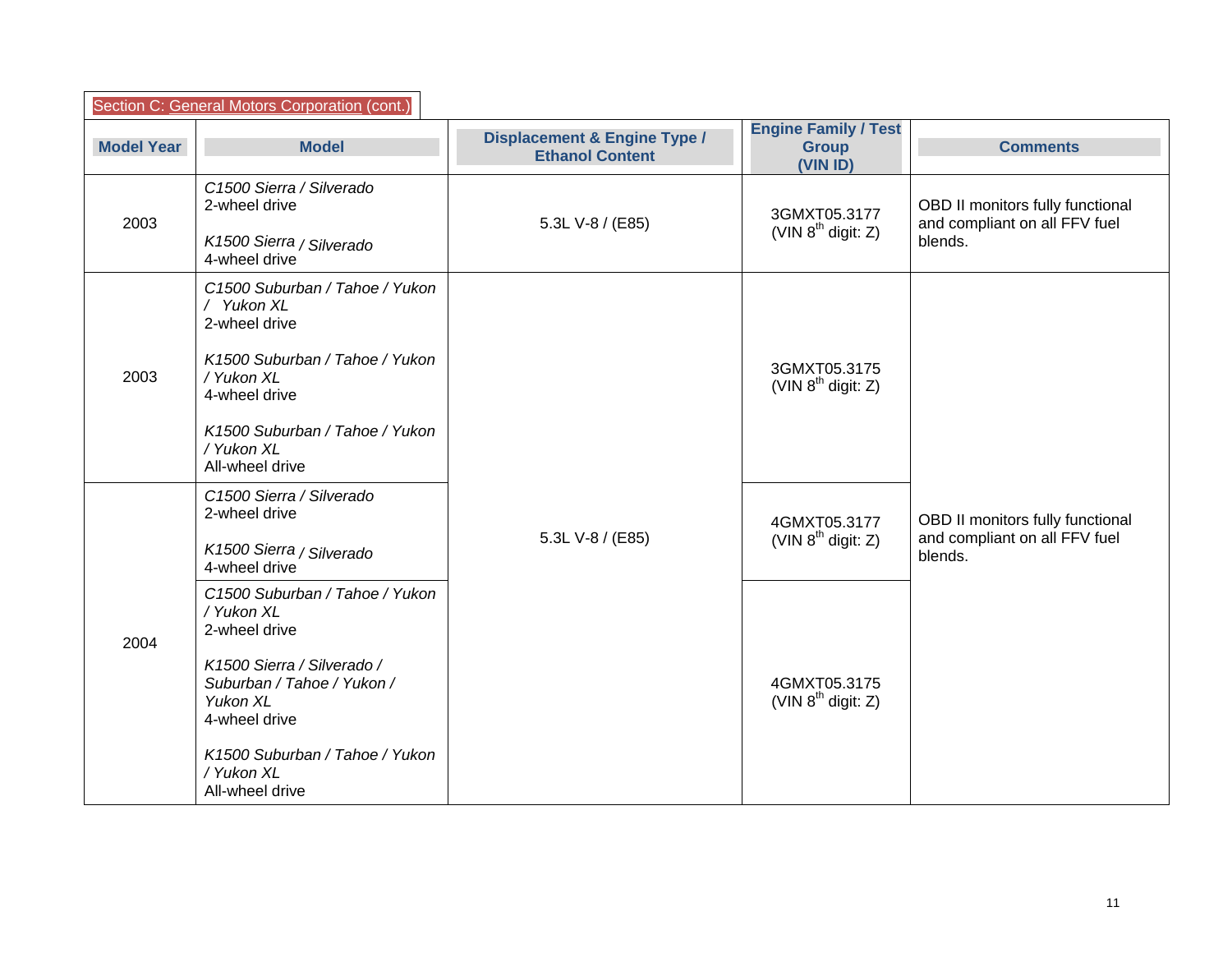Section C: General Motors Corporation (cont.)

| Model Year | Model | Displacement & Engine Type / Ethanol Content | Engine Family / Test Group (VIN ID) | Comments |
|---|---|---|---|---|
| 2003 | *C1500 Sierra / Silverado* 2-wheel drive<br><br>*K1500 Sierra / Silverado* 4-wheel drive | 5.3L V-8 / (E85) | 3GMXT05.3177 (VIN 8th digit: Z) | OBD II monitors fully functional and compliant on all FFV fuel blends. |
| 2003 | *C1500 Suburban / Tahoe / Yukon / Yukon XL* 2-wheel drive<br><br>*K1500 Suburban / Tahoe / Yukon / Yukon XL* 4-wheel drive<br><br>*K1500 Suburban / Tahoe / Yukon / Yukon XL* All-wheel drive | 5.3L V-8 / (E85) | 3GMXT05.3175 (VIN 8th digit: Z) | OBD II monitors fully functional and compliant on all FFV fuel blends. |
| 2004 | *C1500 Sierra / Silverado* 2-wheel drive<br><br>*K1500 Sierra / Silverado* 4-wheel drive | 5.3L V-8 / (E85) | 4GMXT05.3177 (VIN 8th digit: Z) | OBD II monitors fully functional and compliant on all FFV fuel blends. |
| 2004 | *C1500 Suburban / Tahoe / Yukon / Yukon XL* 2-wheel drive<br><br>*K1500 Sierra / Silverado / Suburban / Tahoe / Yukon / Yukon XL* 4-wheel drive<br><br>*K1500 Suburban / Tahoe / Yukon / Yukon XL* All-wheel drive | 5.3L V-8 / (E85) | 4GMXT05.3175 (VIN 8th digit: Z) | OBD II monitors fully functional and compliant on all FFV fuel blends. |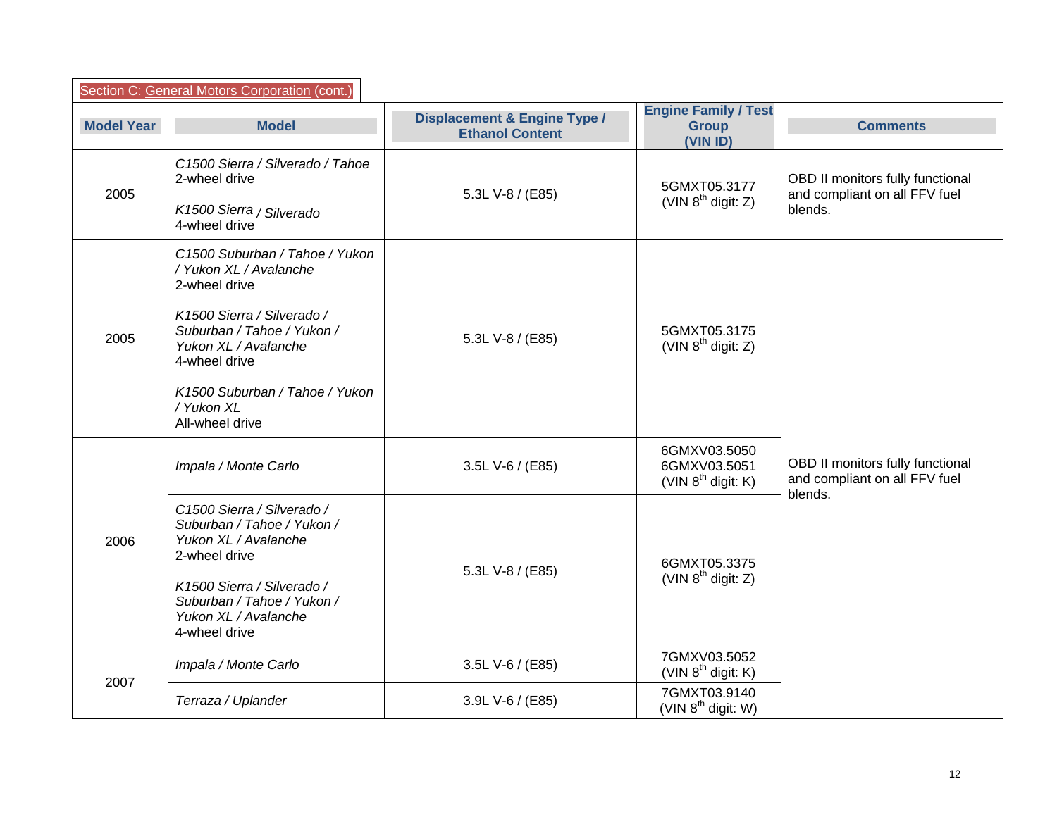Section C: General Motors Corporation (cont.)

| Model Year | Model | Displacement & Engine Type / Ethanol Content | Engine Family / Test Group (VIN ID) | Comments |
|---|---|---|---|---|
| 2005 | *C1500 Sierra / Silverado / Tahoe* 2-wheel drive<br><br>*K1500 Sierra / Silverado* 4-wheel drive | 5.3L V-8 / (E85) | 5GMXT05.3177 (VIN 8th digit: Z) | OBD II monitors fully functional and compliant on all FFV fuel blends. |
| 2005 | *C1500 Suburban / Tahoe / Yukon / Yukon XL / Avalanche* 2-wheel drive<br><br>*K1500 Sierra / Silverado / Suburban / Tahoe / Yukon / Yukon XL / Avalanche* 4-wheel drive<br><br>*K1500 Suburban / Tahoe / Yukon / Yukon XL* All-wheel drive | 5.3L V-8 / (E85) | 5GMXT05.3175 (VIN 8th digit: Z) | OBD II monitors fully functional and compliant on all FFV fuel blends. |
| 2006 | *Impala / Monte Carlo* | 3.5L V-6 / (E85) | 6GMXV03.5050<br>6GMXV03.5051<br>(VIN 8th digit: K) | |
| 2006 | *C1500 Sierra / Silverado / Suburban / Tahoe / Yukon / Yukon XL / Avalanche* 2-wheel drive<br><br>*K1500 Sierra / Silverado / Suburban / Tahoe / Yukon / Yukon XL / Avalanche* 4-wheel drive | 5.3L V-8 / (E85) | 6GMXT05.3375 (VIN 8th digit: Z) | |
| 2007 | *Impala / Monte Carlo* | 3.5L V-6 / (E85) | 7GMXV03.5052 (VIN 8th digit: K) | |
| 2007 | *Terraza / Uplander* | 3.9L V-6 / (E85) | 7GMXT03.9140 (VIN 8th digit: W) | |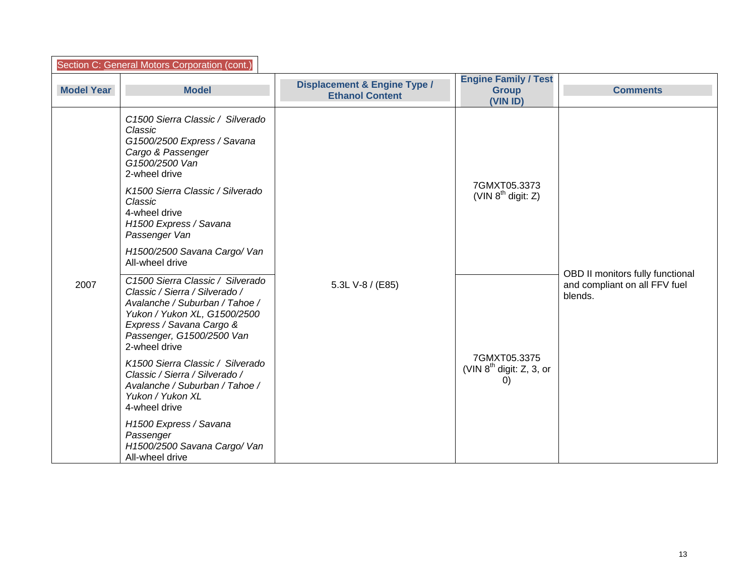Section C: General Motors Corporation (cont.)

| Model Year | Model | Displacement & Engine Type / Ethanol Content | Engine Family / Test Group (VIN ID) | Comments |
|---|---|---|---|---|
| 2007 | *C1500 Sierra Classic / Silverado Classic* *G1500/2500 Express / Savana Cargo & Passenger* *G1500/2500 Van* 2-wheel drive *K1500 Sierra Classic / Silverado Classic* 4-wheel drive *H1500 Express / Savana Passenger Van* *H1500/2500 Savana Cargo/ Van* All-wheel drive | 5.3L V-8 / (E85) | 7GMXT05.3373 (VIN 8th digit: Z) | OBD II monitors fully functional and compliant on all FFV fuel blends. |
| | *C1500 Sierra Classic / Silverado Classic / Sierra / Silverado / Avalanche / Suburban / Tahoe / Yukon / Yukon XL, G1500/2500 Express / Savana Cargo & Passenger, G1500/2500 Van* 2-wheel drive *K1500 Sierra Classic / Silverado Classic / Sierra / Silverado / Avalanche / Suburban / Tahoe / Yukon / Yukon XL* 4-wheel drive *H1500 Express / Savana Passenger* *H1500/2500 Savana Cargo/ Van* All-wheel drive | | 7GMXT05.3375 (VIN 8th digit: Z, 3, or 0) | |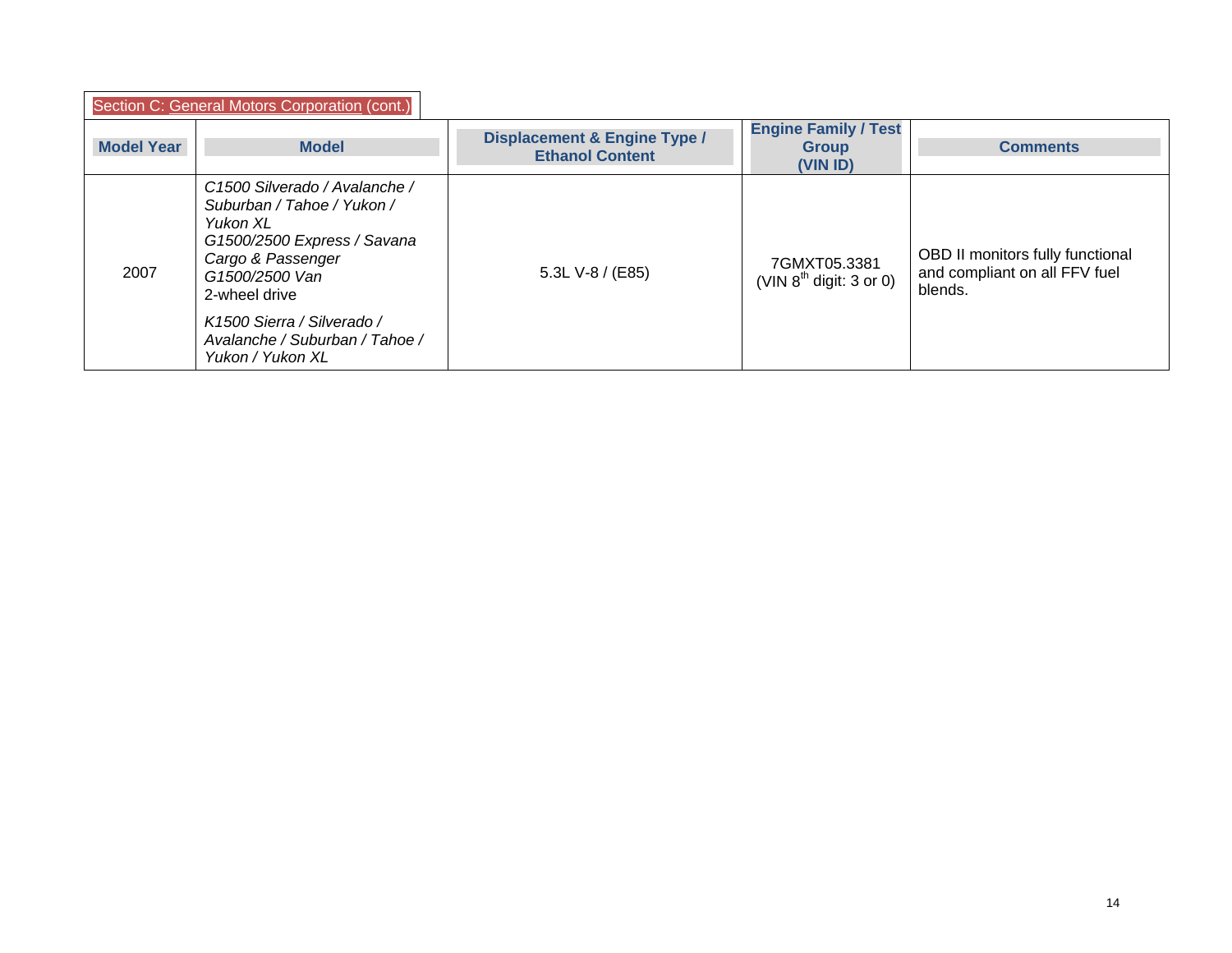Section C: General Motors Corporation (cont.)

| Model Year | Model | Displacement & Engine Type / Ethanol Content | Engine Family / Test Group (VIN ID) | Comments |
|---|---|---|---|---|
| 2007 | *C1500 Silverado / Avalanche / Suburban / Tahoe / Yukon / Yukon XL*<br>*G1500/2500 Express / Savana Cargo & Passenger*<br>*G1500/2500 Van*<br>2-wheel drive<br>*K1500 Sierra / Silverado / Avalanche / Suburban / Tahoe / Yukon / Yukon XL* | 5.3L V-8 / (E85) | 7GMXT05.3381<br>(VIN $8^{th}$ digit: 3 or 0) | OBD II monitors fully functional and compliant on all FFV fuel blends. |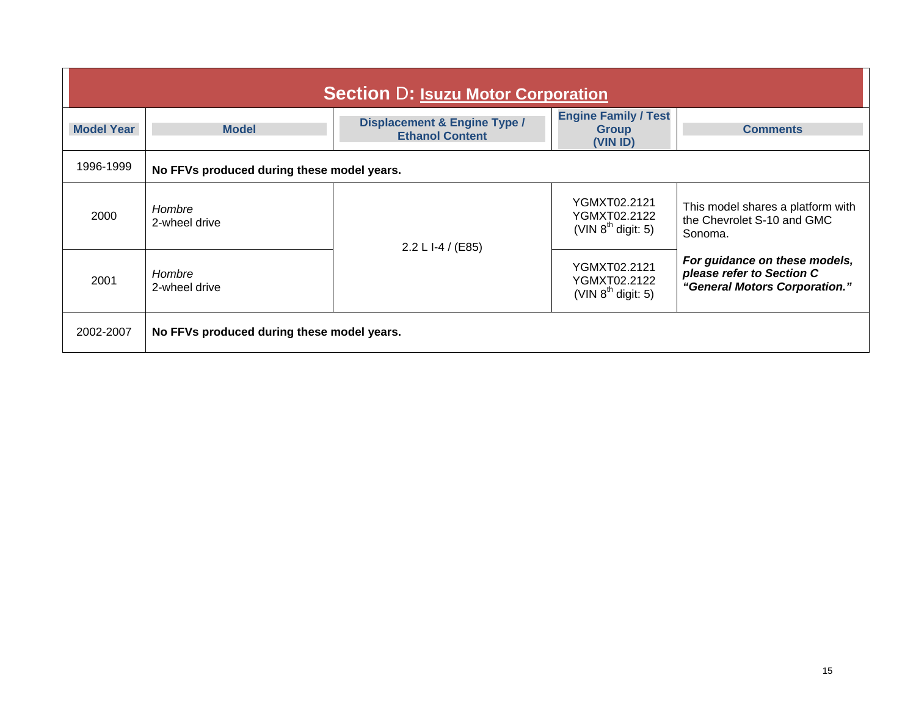## Section D: Isuzu Motor Corporation

| Model Year | Model | Displacement & Engine Type / Ethanol Content | Engine Family / Test Group (VIN ID) | Comments |
|---|---|---|---|---|
| 1996-1999 | **No FFVs produced during these model years.** | | | |
| 2000 | *Hombre* 2-wheel drive | 2.2 L I-4 / (E85) | YGMXT02.2121 YGMXT02.2122 (VIN 8th digit: 5) | This model shares a platform with the Chevrolet S-10 and GMC Sonoma. ***For guidance on these models, please refer to Section C "General Motors Corporation."*** |
| 2001 | *Hombre* 2-wheel drive | 2.2 L I-4 / (E85) | YGMXT02.2121 YGMXT02.2122 (VIN 8th digit: 5) | |
| 2002-2007 | **No FFVs produced during these model years.** | | | |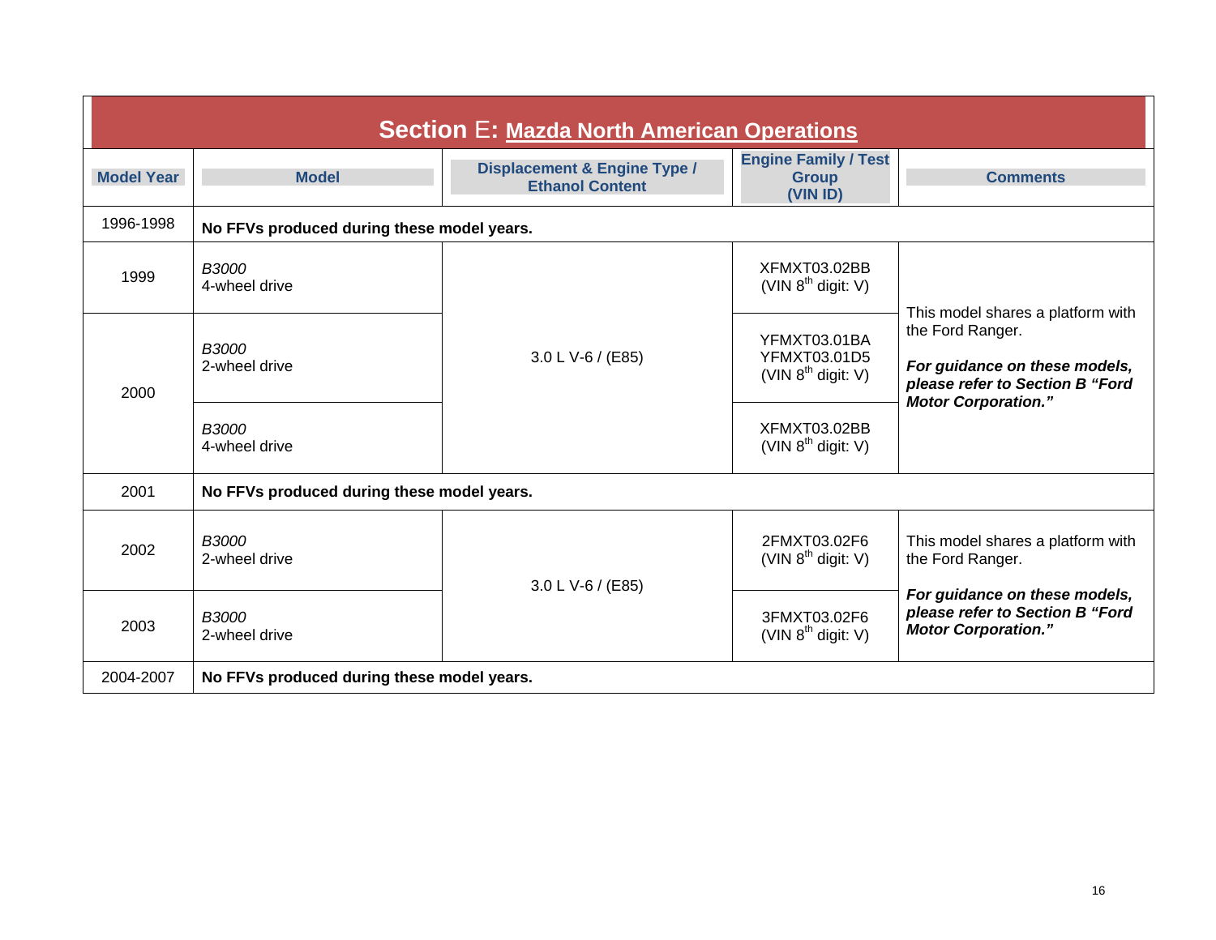## Section E: Mazda North American Operations

| Model Year | Model | Displacement & Engine Type / Ethanol Content | Engine Family / Test Group (VIN ID) | Comments |
|---|---|---|---|---|
| 1996-1998 | **No FFVs produced during these model years.** | | | |
| 1999 | *B3000* 4-wheel drive | 3.0 L V-6 / (E85) | XFMXT03.02BB (VIN 8th digit: V) | This model shares a platform with the Ford Ranger. ***For guidance on these models, please refer to Section B "Ford Motor Corporation."*** |
| 2000 | *B3000* 2-wheel drive | 3.0 L V-6 / (E85) | YFMXT03.01BA YFMXT03.01D5 (VIN 8th digit: V) | This model shares a platform with the Ford Ranger. ***For guidance on these models, please refer to Section B "Ford Motor Corporation."*** |
| 2000 | *B3000* 4-wheel drive | 3.0 L V-6 / (E85) | XFMXT03.02BB (VIN 8th digit: V) | This model shares a platform with the Ford Ranger. ***For guidance on these models, please refer to Section B "Ford Motor Corporation."*** |
| 2001 | **No FFVs produced during these model years.** | | | |
| 2002 | *B3000* 2-wheel drive | 3.0 L V-6 / (E85) | 2FMXT03.02F6 (VIN 8th digit: V) | This model shares a platform with the Ford Ranger. ***For guidance on these models, please refer to Section B "Ford Motor Corporation."*** |
| 2003 | *B3000* 2-wheel drive | 3.0 L V-6 / (E85) | 3FMXT03.02F6 (VIN 8th digit: V) | This model shares a platform with the Ford Ranger. ***For guidance on these models, please refer to Section B "Ford Motor Corporation."*** |
| 2004-2007 | **No FFVs produced during these model years.** | | | |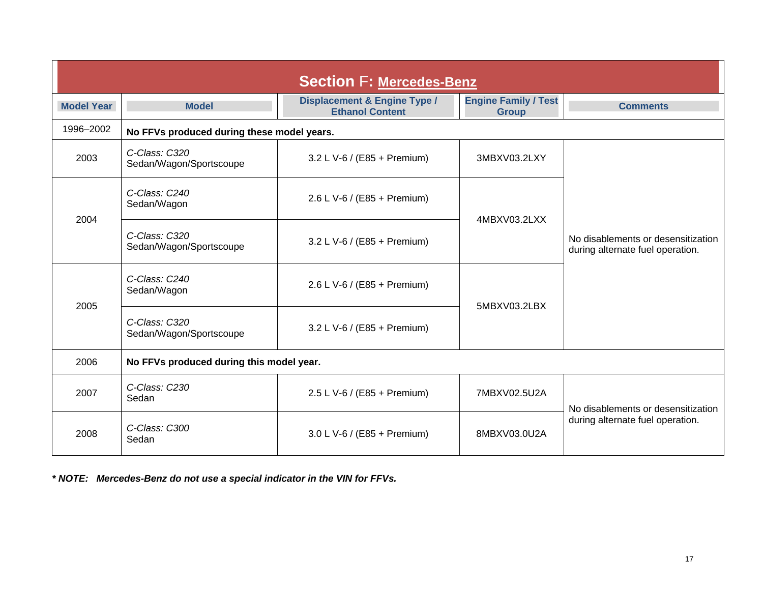## Section F: Mercedes-Benz

| Model Year | Model | Displacement & Engine Type / Ethanol Content | Engine Family / Test Group | Comments |
|---|---|---|---|---|
| 1996–2002 | **No FFVs produced during these model years.** | | | |
| 2003 | *C-Class: C320* Sedan/Wagon/Sportscoupe | 3.2 L V-6 / (E85 + Premium) | 3MBXV03.2LXY | No disablements or desensitization during alternate fuel operation. |
| 2004 | *C-Class: C240* Sedan/Wagon | 2.6 L V-6 / (E85 + Premium) | 4MBXV03.2LXX | |
| | *C-Class: C320* Sedan/Wagon/Sportscoupe | 3.2 L V-6 / (E85 + Premium) | | |
| 2005 | *C-Class: C240* Sedan/Wagon | 2.6 L V-6 / (E85 + Premium) | 5MBXV03.2LBX | |
| | *C-Class: C320* Sedan/Wagon/Sportscoupe | 3.2 L V-6 / (E85 + Premium) | | |
| 2006 | **No FFVs produced during this model year.** | | | |
| 2007 | *C-Class: C230* Sedan | 2.5 L V-6 / (E85 + Premium) | 7MBXV02.5U2A | No disablements or desensitization during alternate fuel operation. |
| 2008 | *C-Class: C300* Sedan | 3.0 L V-6 / (E85 + Premium) | 8MBXV03.0U2A | |

***\* NOTE: Mercedes-Benz do not use a special indicator in the VIN for FFVs.***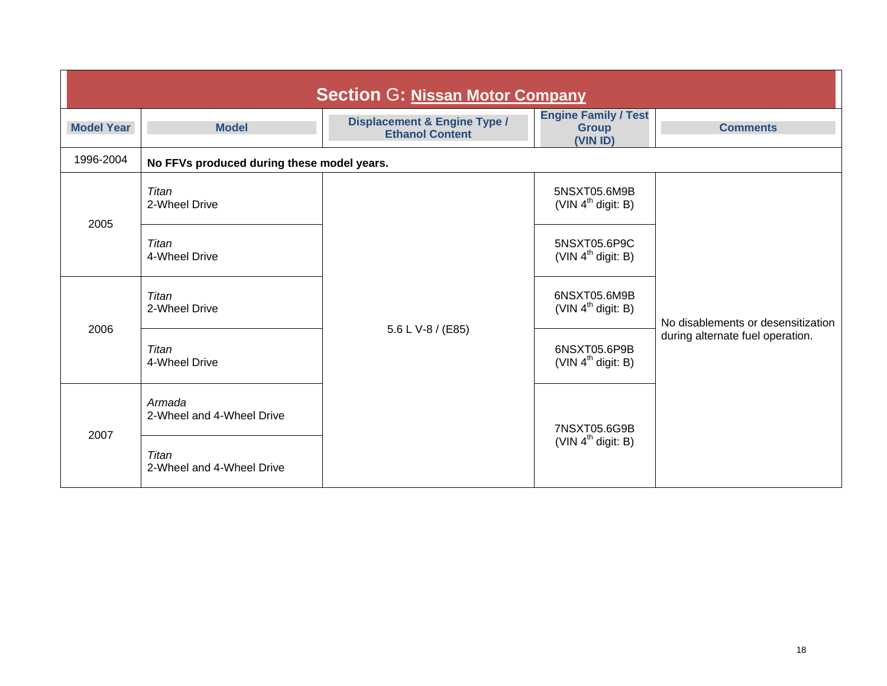## Section G: Nissan Motor Company

| Model Year | Model | Displacement & Engine Type / Ethanol Content | Engine Family / Test Group (VIN ID) | Comments |
|---|---|---|---|---|
| 1996-2004 | **No FFVs produced during these model years.** | | | |
| 2005 | *Titan* 2-Wheel Drive | 5.6 L V-8 / (E85) | 5NSXT05.6M9B (VIN 4th digit: B) | No disablements or desensitization during alternate fuel operation. |
| 2005 | *Titan* 4-Wheel Drive | 5.6 L V-8 / (E85) | 5NSXT05.6P9C (VIN 4th digit: B) | No disablements or desensitization during alternate fuel operation. |
| 2006 | *Titan* 2-Wheel Drive | 5.6 L V-8 / (E85) | 6NSXT05.6M9B (VIN 4th digit: B) | No disablements or desensitization during alternate fuel operation. |
| 2006 | *Titan* 4-Wheel Drive | 5.6 L V-8 / (E85) | 6NSXT05.6P9B (VIN 4th digit: B) | No disablements or desensitization during alternate fuel operation. |
| 2007 | *Armada* 2-Wheel and 4-Wheel Drive | 5.6 L V-8 / (E85) | 7NSXT05.6G9B (VIN 4th digit: B) | No disablements or desensitization during alternate fuel operation. |
| 2007 | *Titan* 2-Wheel and 4-Wheel Drive | 5.6 L V-8 / (E85) | 7NSXT05.6G9B (VIN 4th digit: B) | No disablements or desensitization during alternate fuel operation. |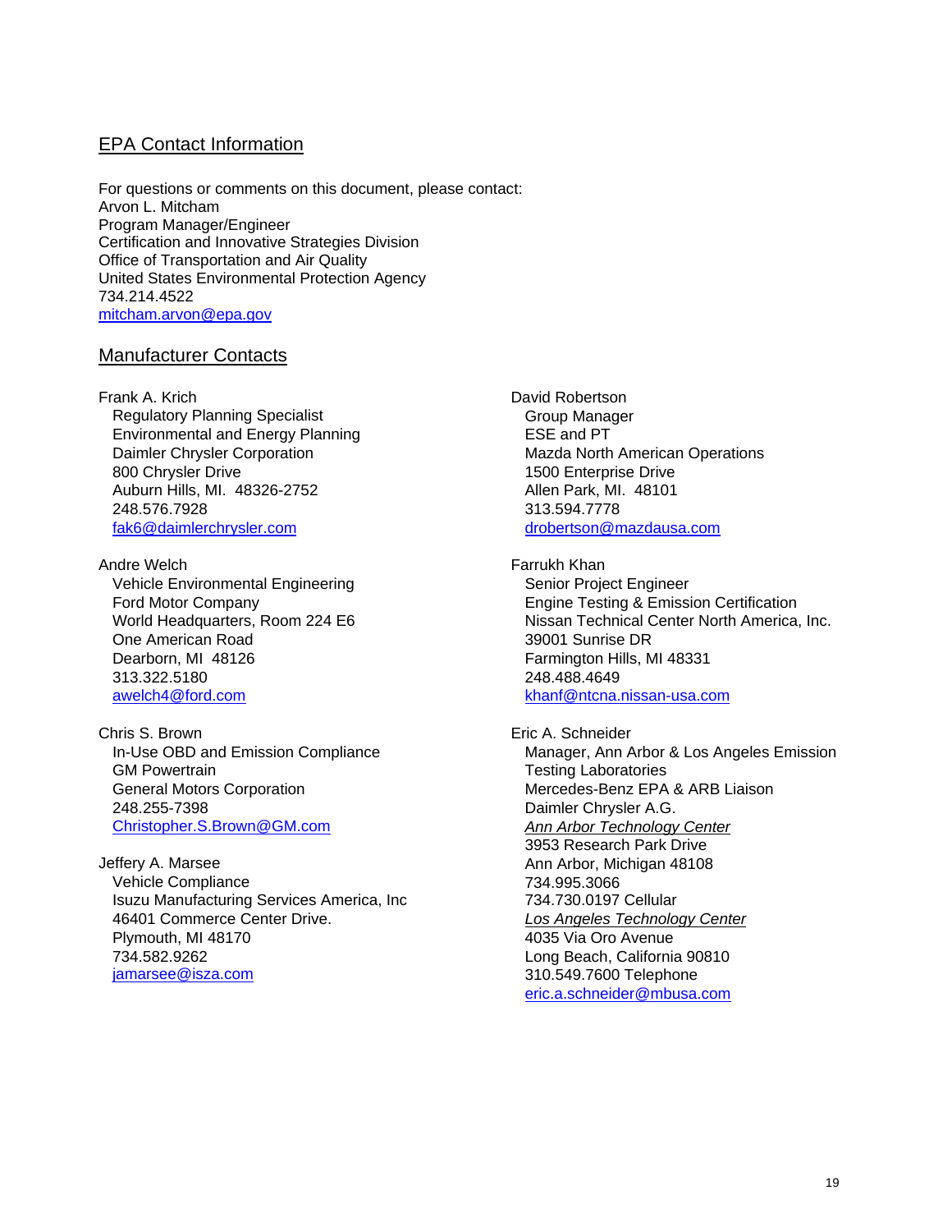## EPA Contact Information

For questions or comments on this document, please contact:
Arvon L. Mitcham
Program Manager/Engineer
Certification and Innovative Strategies Division
Office of Transportation and Air Quality
United States Environmental Protection Agency
734.214.4522
mitcham.arvon@epa.gov

## Manufacturer Contacts

Frank A. Krich
Regulatory Planning Specialist
Environmental and Energy Planning
Daimler Chrysler Corporation
800 Chrysler Drive
Auburn Hills, MI. 48326-2752
248.576.7928
fak6@daimlerchrysler.com

Andre Welch
Vehicle Environmental Engineering
Ford Motor Company
World Headquarters, Room 224 E6
One American Road
Dearborn, MI 48126
313.322.5180
awelch4@ford.com

Chris S. Brown
In-Use OBD and Emission Compliance
GM Powertrain
General Motors Corporation
248.255-7398
Christopher.S.Brown@GM.com

Jeffery A. Marsee
Vehicle Compliance
Isuzu Manufacturing Services America, Inc
46401 Commerce Center Drive.
Plymouth, MI 48170
734.582.9262
jamarsee@isza.com

David Robertson
Group Manager
ESE and PT
Mazda North American Operations
1500 Enterprise Drive
Allen Park, MI. 48101
313.594.7778
drobertson@mazdausa.com

Farrukh Khan
Senior Project Engineer
Engine Testing & Emission Certification
Nissan Technical Center North America, Inc.
39001 Sunrise DR
Farmington Hills, MI 48331
248.488.4649
khanf@ntcna.nissan-usa.com

Eric A. Schneider
Manager, Ann Arbor & Los Angeles Emission Testing Laboratories
Mercedes-Benz EPA & ARB Liaison
Daimler Chrysler A.G.
*Ann Arbor Technology Center*
3953 Research Park Drive
Ann Arbor, Michigan 48108
734.995.3066
734.730.0197 Cellular
*Los Angeles Technology Center*
4035 Via Oro Avenue
Long Beach, California 90810
310.549.7600 Telephone
eric.a.schneider@mbusa.com